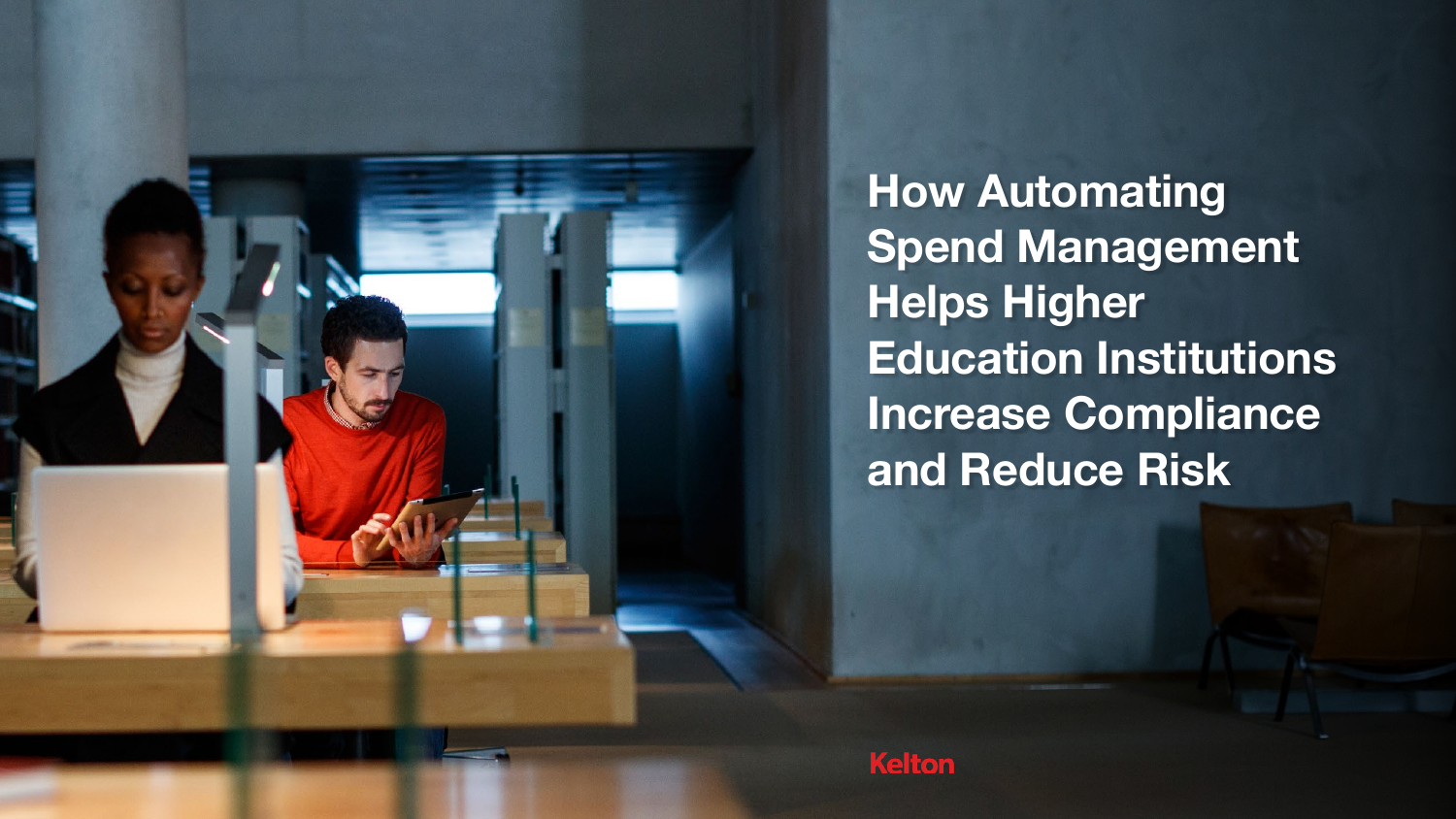# How Automating Spend Management Helps Higher Education Institutions Increase Compliance and Reduce Risk

Kelton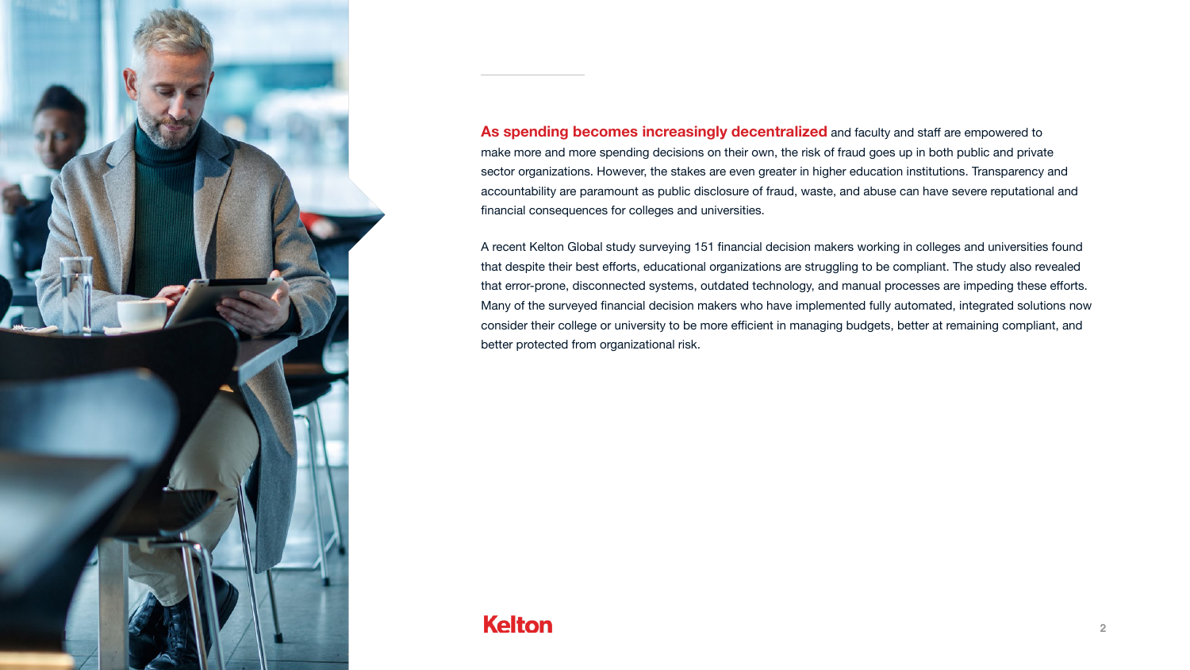**As spending becomes increasingly decentralized** and faculty and staff are empowered to make more and more spending decisions on their own, the risk of fraud goes up in both public and private sector organizations. However, the stakes are even greater in higher education institutions. Transparency and accountability are paramount as public disclosure of fraud, waste, and abuse can have severe reputational and financial consequences for colleges and universities.

A recent Kelton Global study surveying 151 financial decision makers working in colleges and universities found that despite their best efforts, educational organizations are struggling to be compliant. The study also revealed that error-prone, disconnected systems, outdated technology, and manual processes are impeding these efforts. Many of the surveyed financial decision makers who have implemented fully automated, integrated solutions now consider their college or university to be more efficient in managing budgets, better at remaining compliant, and better protected from organizational risk.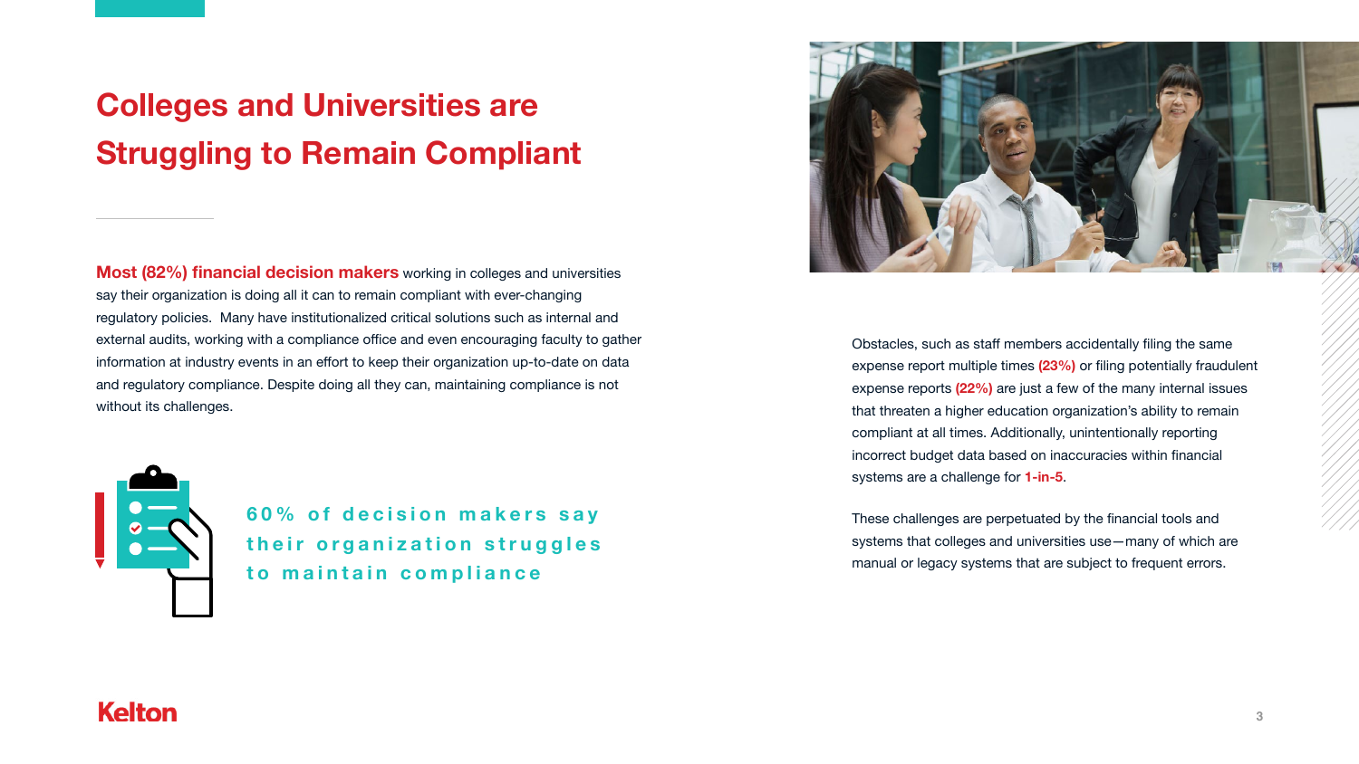# Colleges and Universities are Struggling to Remain Compliant

**Most (82%) financial decision makers** working in colleges and universities say their organization is doing all it can to remain compliant with ever-changing regulatory policies. Many have institutionalized critical solutions such as internal and external audits, working with a compliance office and even encouraging faculty to gather information at industry events in an effort to keep their organization up-to-date on data and regulatory compliance. Despite doing all they can, maintaining compliance is not without its challenges.

**60% of decision makers say their organization struggles to maintain compliance**

Obstacles, such as staff members accidentally filing the same expense report multiple times **(23%)** or filing potentially fraudulent expense reports **(22%)** are just a few of the many internal issues that threaten a higher education organization's ability to remain compliant at all times. Additionally, unintentionally reporting incorrect budget data based on inaccuracies within financial systems are a challenge for **1-in-5**.

These challenges are perpetuated by the financial tools and systems that colleges and universities use—many of which are manual or legacy systems that are subject to frequent errors.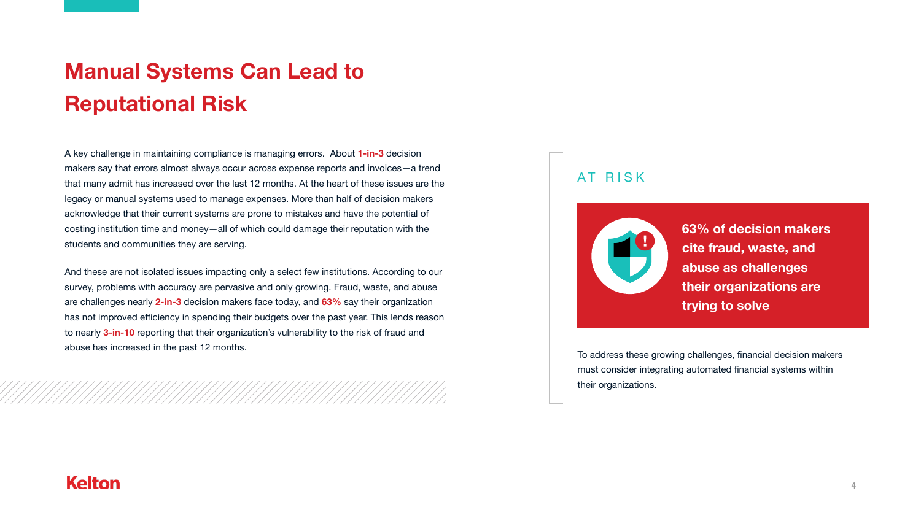# Manual Systems Can Lead to Reputational Risk

A key challenge in maintaining compliance is managing errors. About **1-in-3** decision makers say that errors almost always occur across expense reports and invoices—a trend that many admit has increased over the last 12 months. At the heart of these issues are the legacy or manual systems used to manage expenses. More than half of decision makers acknowledge that their current systems are prone to mistakes and have the potential of costing institution time and money—all of which could damage their reputation with the students and communities they are serving.

And these are not isolated issues impacting only a select few institutions. According to our survey, problems with accuracy are pervasive and only growing. Fraud, waste, and abuse are challenges nearly **2-in-3** decision makers face today, and **63%** say their organization has not improved efficiency in spending their budgets over the past year. This lends reason to nearly **3-in-10** reporting that their organization's vulnerability to the risk of fraud and abuse has increased in the past 12 months.

## AT RISK

**63% of decision makers cite fraud, waste, and abuse as challenges their organizations are trying to solve**

To address these growing challenges, financial decision makers must consider integrating automated financial systems within their organizations.

Kelton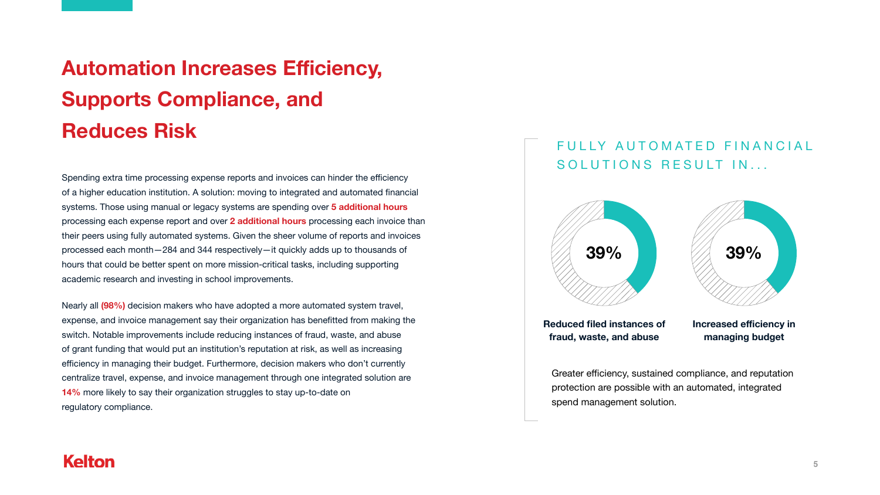# Automation Increases Efficiency, Supports Compliance, and Reduces Risk

Spending extra time processing expense reports and invoices can hinder the efficiency of a higher education institution. A solution: moving to integrated and automated financial systems. Those using manual or legacy systems are spending over **5 additional hours** processing each expense report and over **2 additional hours** processing each invoice than their peers using fully automated systems. Given the sheer volume of reports and invoices processed each month—284 and 344 respectively—it quickly adds up to thousands of hours that could be better spent on more mission-critical tasks, including supporting academic research and investing in school improvements.

Nearly all **(98%)** decision makers who have adopted a more automated system travel, expense, and invoice management say their organization has benefitted from making the switch. Notable improvements include reducing instances of fraud, waste, and abuse of grant funding that would put an institution's reputation at risk, as well as increasing efficiency in managing their budget. Furthermore, decision makers who don't currently centralize travel, expense, and invoice management through one integrated solution are **14%** more likely to say their organization struggles to stay up-to-date on regulatory compliance.

## FULLY AUTOMATED FINANCIAL SOLUTIONS RESULT IN...

**39%**
**Reduced filed instances of fraud, waste, and abuse**

**39%**
**Increased efficiency in managing budget**

Greater efficiency, sustained compliance, and reputation protection are possible with an automated, integrated spend management solution.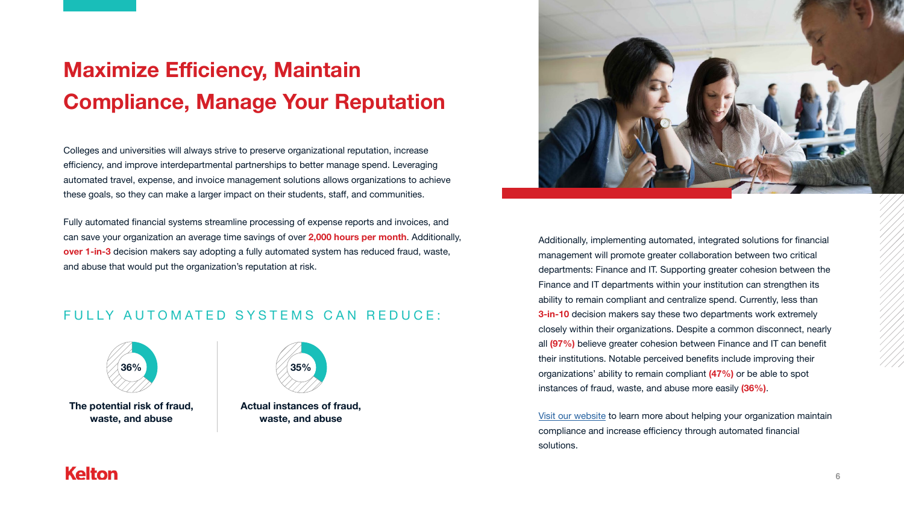# Maximize Efficiency, Maintain Compliance, Manage Your Reputation

Colleges and universities will always strive to preserve organizational reputation, increase efficiency, and improve interdepartmental partnerships to better manage spend. Leveraging automated travel, expense, and invoice management solutions allows organizations to achieve these goals, so they can make a larger impact on their students, staff, and communities.

Fully automated financial systems streamline processing of expense reports and invoices, and can save your organization an average time savings of over **2,000 hours per month**. Additionally, **over 1-in-3** decision makers say adopting a fully automated system has reduced fraud, waste, and abuse that would put the organization's reputation at risk.

## FULLY AUTOMATED SYSTEMS CAN REDUCE:

**36%**

**The potential risk of fraud, waste, and abuse**

**35%**

**Actual instances of fraud, waste, and abuse**

Additionally, implementing automated, integrated solutions for financial management will promote greater collaboration between two critical departments: Finance and IT. Supporting greater cohesion between the Finance and IT departments within your institution can strengthen its ability to remain compliant and centralize spend. Currently, less than **3-in-10** decision makers say these two departments work extremely closely within their organizations. Despite a common disconnect, nearly all **(97%)** believe greater cohesion between Finance and IT can benefit their institutions. Notable perceived benefits include improving their organizations' ability to remain compliant **(47%)** or be able to spot instances of fraud, waste, and abuse more easily **(36%)**.

Visit our website to learn more about helping your organization maintain compliance and increase efficiency through automated financial solutions.

Kelton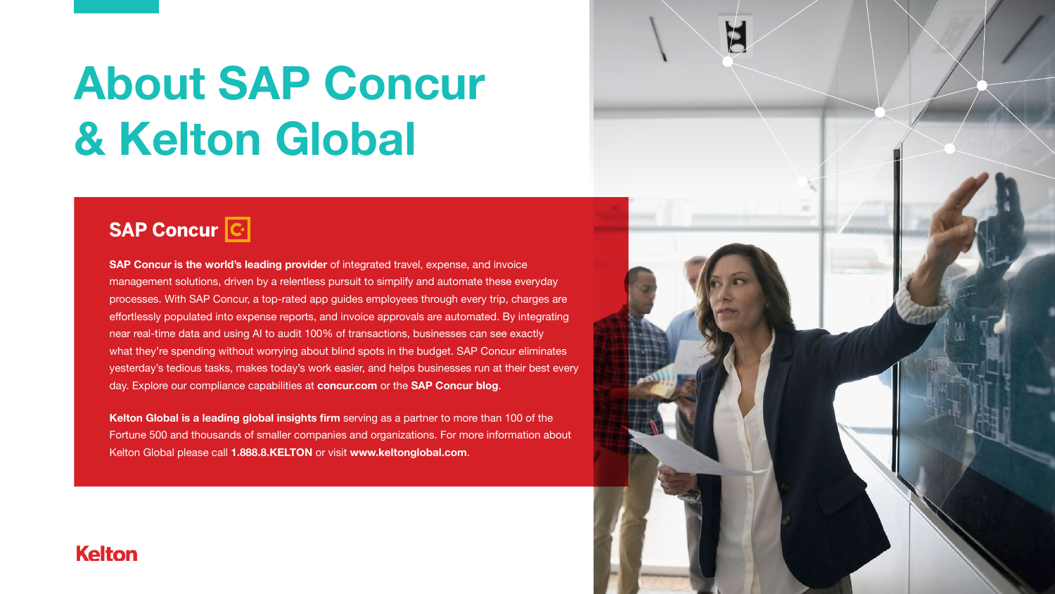# About SAP Concur & Kelton Global

## SAP Concur

**SAP Concur is the world's leading provider** of integrated travel, expense, and invoice management solutions, driven by a relentless pursuit to simplify and automate these everyday processes. With SAP Concur, a top-rated app guides employees through every trip, charges are effortlessly populated into expense reports, and invoice approvals are automated. By integrating near real-time data and using AI to audit 100% of transactions, businesses can see exactly what they're spending without worrying about blind spots in the budget. SAP Concur eliminates yesterday's tedious tasks, makes today's work easier, and helps businesses run at their best every day. Explore our compliance capabilities at **concur.com** or the **SAP Concur blog**.

**Kelton Global is a leading global insights firm** serving as a partner to more than 100 of the Fortune 500 and thousands of smaller companies and organizations. For more information about Kelton Global please call **1.888.8.KELTON** or visit **www.keltonglobal.com**.

Kelton